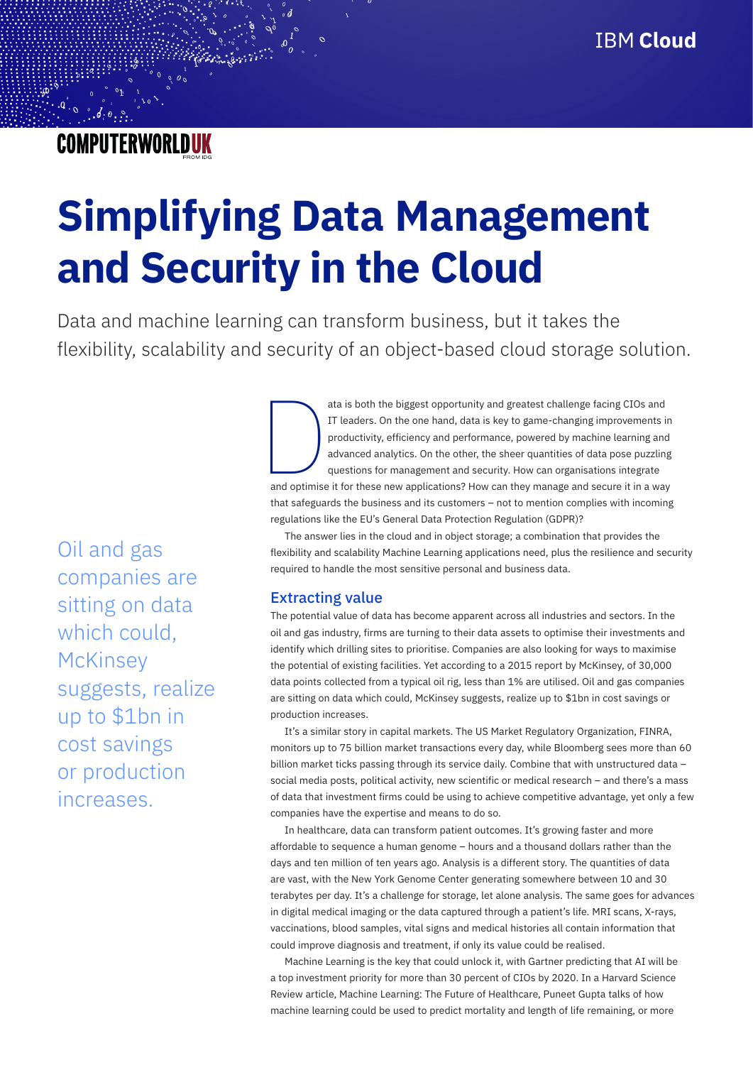IBM **Cloud**

COMPUTERWORLDUK

# Simplifying Data Management and Security in the Cloud

Data and machine learning can transform business, but it takes the flexibility, scalability and security of an object-based cloud storage solution.

Data is both the biggest opportunity and greatest challenge facing CIOs and IT leaders. On the one hand, data is key to game-changing improvements in productivity, efficiency and performance, powered by machine learning and advanced analytics. On the other, the sheer quantities of data pose puzzling questions for management and security. How can organisations integrate and optimise it for these new applications? How can they manage and secure it in a way that safeguards the business and its customers – not to mention complies with incoming regulations like the EU's General Data Protection Regulation (GDPR)?

The answer lies in the cloud and in object storage; a combination that provides the flexibility and scalability Machine Learning applications need, plus the resilience and security required to handle the most sensitive personal and business data.

> Oil and gas companies are sitting on data which could, McKinsey suggests, realize up to $1bn in cost savings or production increases.

## Extracting value

The potential value of data has become apparent across all industries and sectors. In the oil and gas industry, firms are turning to their data assets to optimise their investments and identify which drilling sites to prioritise. Companies are also looking for ways to maximise the potential of existing facilities. Yet according to a 2015 report by McKinsey, of 30,000 data points collected from a typical oil rig, less than 1% are utilised. Oil and gas companies are sitting on data which could, McKinsey suggests, realize up to $1bn in cost savings or production increases.

It's a similar story in capital markets. The US Market Regulatory Organization, FINRA, monitors up to 75 billion market transactions every day, while Bloomberg sees more than 60 billion market ticks passing through its service daily. Combine that with unstructured data – social media posts, political activity, new scientific or medical research – and there's a mass of data that investment firms could be using to achieve competitive advantage, yet only a few companies have the expertise and means to do so.

In healthcare, data can transform patient outcomes. It's growing faster and more affordable to sequence a human genome – hours and a thousand dollars rather than the days and ten million of ten years ago. Analysis is a different story. The quantities of data are vast, with the New York Genome Center generating somewhere between 10 and 30 terabytes per day. It's a challenge for storage, let alone analysis. The same goes for advances in digital medical imaging or the data captured through a patient's life. MRI scans, X-rays, vaccinations, blood samples, vital signs and medical histories all contain information that could improve diagnosis and treatment, if only its value could be realised.

Machine Learning is the key that could unlock it, with Gartner predicting that AI will be a top investment priority for more than 30 percent of CIOs by 2020. In a Harvard Science Review article, Machine Learning: The Future of Healthcare, Puneet Gupta talks of how machine learning could be used to predict mortality and length of life remaining, or more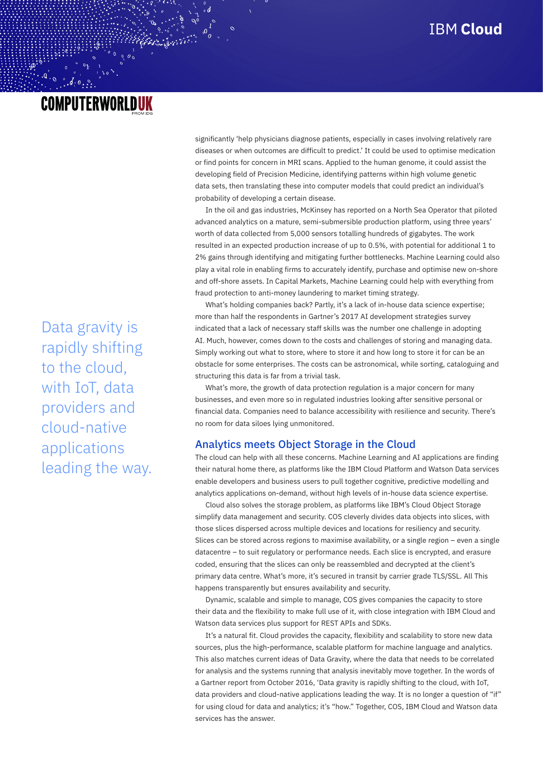significantly 'help physicians diagnose patients, especially in cases involving relatively rare diseases or when outcomes are difficult to predict.' It could be used to optimise medication or find points for concern in MRI scans. Applied to the human genome, it could assist the developing field of Precision Medicine, identifying patterns within high volume genetic data sets, then translating these into computer models that could predict an individual's probability of developing a certain disease.

In the oil and gas industries, McKinsey has reported on a North Sea Operator that piloted advanced analytics on a mature, semi-submersible production platform, using three years' worth of data collected from 5,000 sensors totalling hundreds of gigabytes. The work resulted in an expected production increase of up to 0.5%, with potential for additional 1 to 2% gains through identifying and mitigating further bottlenecks. Machine Learning could also play a vital role in enabling firms to accurately identify, purchase and optimise new on-shore and off-shore assets. In Capital Markets, Machine Learning could help with everything from fraud protection to anti-money laundering to market timing strategy.

What's holding companies back? Partly, it's a lack of in-house data science expertise; more than half the respondents in Gartner's 2017 AI development strategies survey indicated that a lack of necessary staff skills was the number one challenge in adopting AI. Much, however, comes down to the costs and challenges of storing and managing data. Simply working out what to store, where to store it and how long to store it for can be an obstacle for some enterprises. The costs can be astronomical, while sorting, cataloguing and structuring this data is far from a trivial task.

What's more, the growth of data protection regulation is a major concern for many businesses, and even more so in regulated industries looking after sensitive personal or financial data. Companies need to balance accessibility with resilience and security. There's no room for data siloes lying unmonitored.

> Data gravity is rapidly shifting to the cloud, with IoT, data providers and cloud-native applications leading the way.

## Analytics meets Object Storage in the Cloud

The cloud can help with all these concerns. Machine Learning and AI applications are finding their natural home there, as platforms like the IBM Cloud Platform and Watson Data services enable developers and business users to pull together cognitive, predictive modelling and analytics applications on-demand, without high levels of in-house data science expertise.

Cloud also solves the storage problem, as platforms like IBM's Cloud Object Storage simplify data management and security. COS cleverly divides data objects into slices, with those slices dispersed across multiple devices and locations for resiliency and security. Slices can be stored across regions to maximise availability, or a single region – even a single datacentre – to suit regulatory or performance needs. Each slice is encrypted, and erasure coded, ensuring that the slices can only be reassembled and decrypted at the client's primary data centre. What's more, it's secured in transit by carrier grade TLS/SSL. All This happens transparently but ensures availability and security.

Dynamic, scalable and simple to manage, COS gives companies the capacity to store their data and the flexibility to make full use of it, with close integration with IBM Cloud and Watson data services plus support for REST APIs and SDKs.

It's a natural fit. Cloud provides the capacity, flexibility and scalability to store new data sources, plus the high-performance, scalable platform for machine language and analytics. This also matches current ideas of Data Gravity, where the data that needs to be correlated for analysis and the systems running that analysis inevitably move together. In the words of a Gartner report from October 2016, 'Data gravity is rapidly shifting to the cloud, with IoT, data providers and cloud-native applications leading the way. It is no longer a question of "if" for using cloud for data and analytics; it's "how." Together, COS, IBM Cloud and Watson data services has the answer.